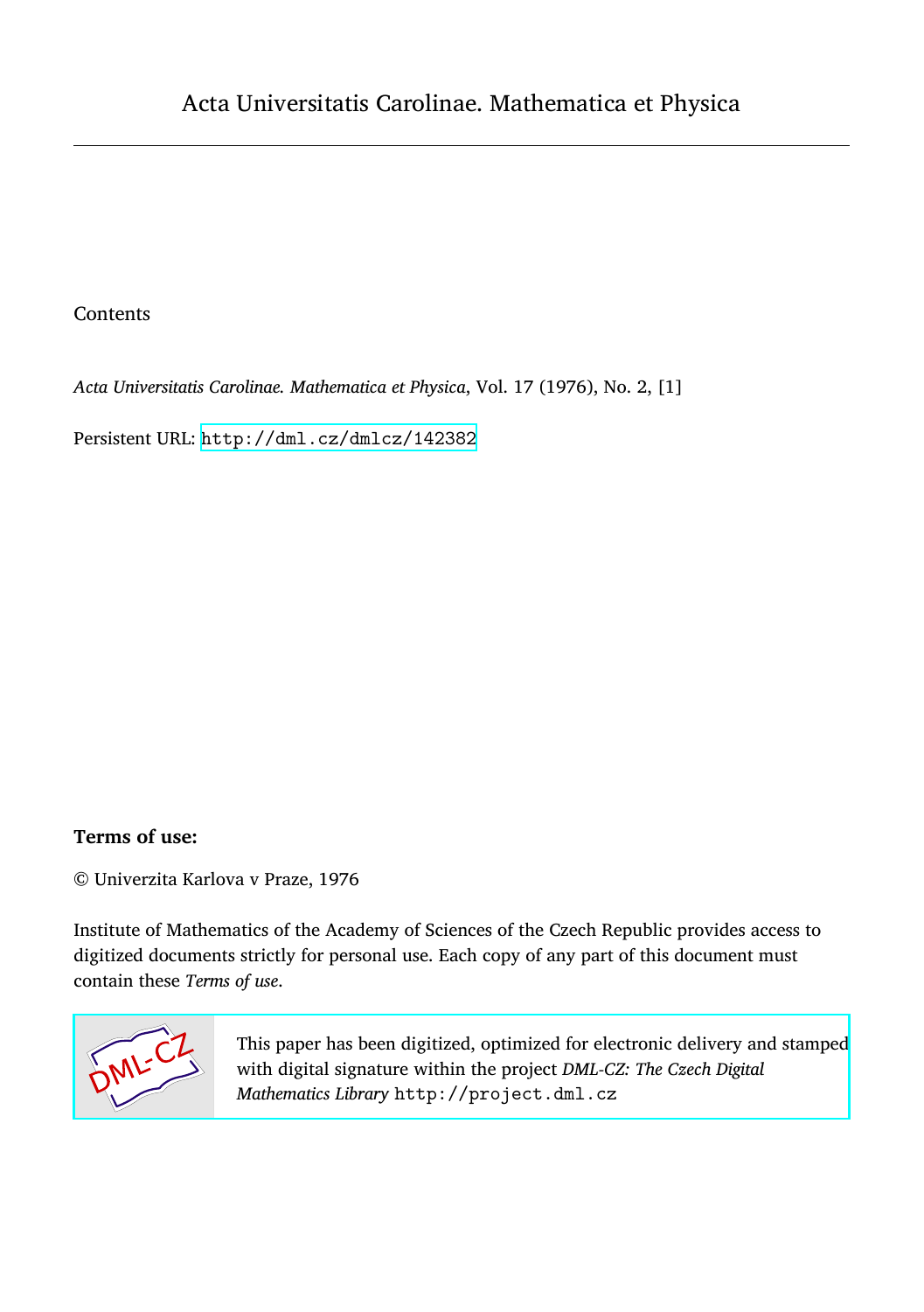# Acta Universitatis Carolinae. Mathematica et Physica

Contents

*Acta Universitatis Carolinae. Mathematica et Physica*, Vol. 17 (1976), No. 2, [1]

Persistent URL: http://dml.cz/dmlcz/142382

**Terms of use:**

© Univerzita Karlova v Praze, 1976

Institute of Mathematics of the Academy of Sciences of the Czech Republic provides access to digitized documents strictly for personal use. Each copy of any part of this document must contain these *Terms of use*.

This paper has been digitized, optimized for electronic delivery and stamped with digital signature within the project *DML-CZ: The Czech Digital Mathematics Library* http://project.dml.cz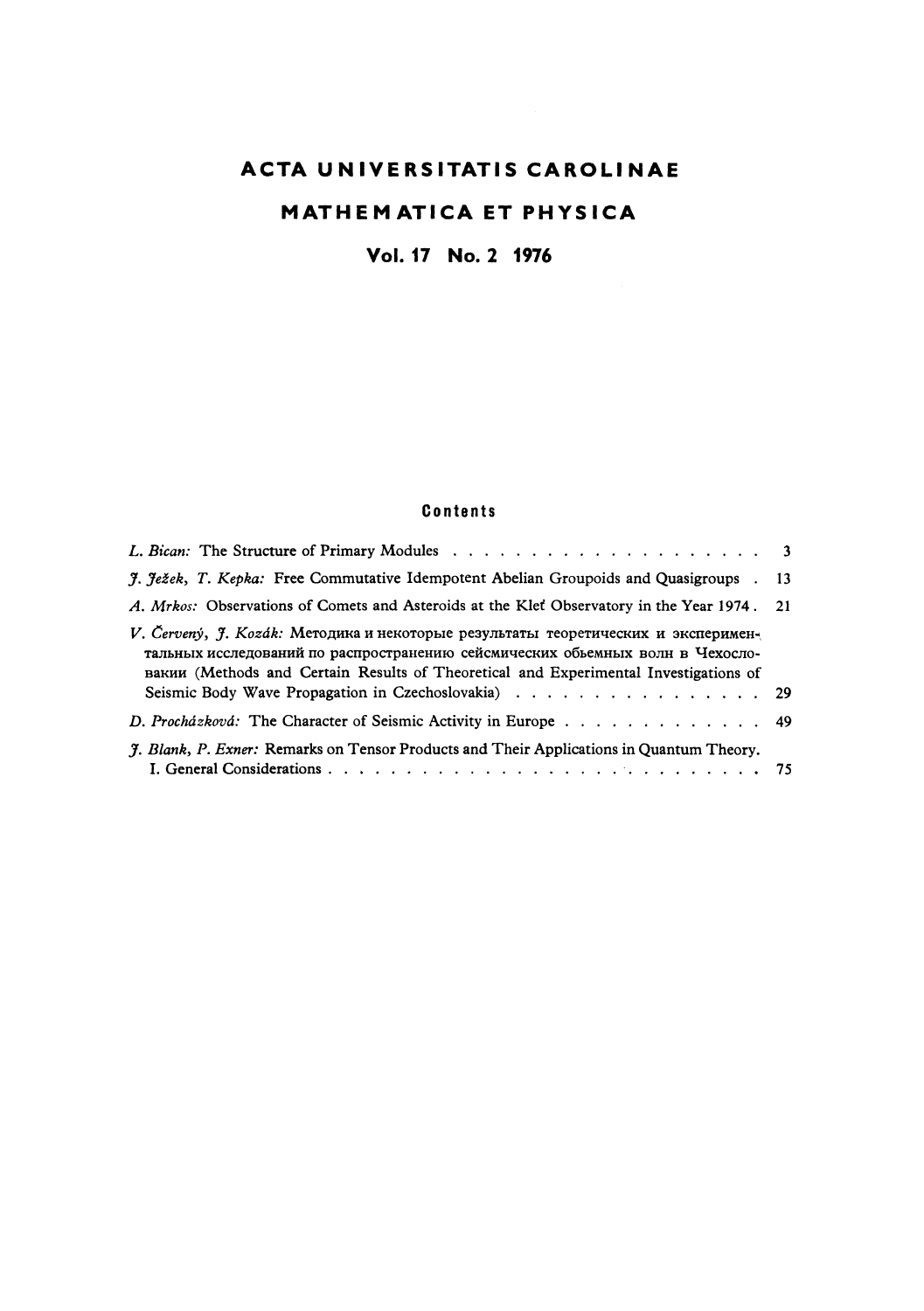# ACTA UNIVERSITATIS CAROLINAE

# MATHEMATICA ET PHYSICA

## Vol. 17 No. 2 1976

### Contents

*L. Bican:* The Structure of Primary Modules . . . . . . . . . . . . . . . . . . . . 3

*J. Ježek, T. Kepka:* Free Commutative Idempotent Abelian Groupoids and Quasigroups . 13

*A. Mrkos:* Observations of Comets and Asteroids at the Kleť Observatory in the Year 1974. 21

*V. Červený, J. Kozák:* Методика и некоторые результаты теоретических и экспериментальных исследований по распространению сейсмических обьемных волн в Чехословакии (Methods and Certain Results of Theoretical and Experimental Investigations of Seismic Body Wave Propagation in Czechoslovakia) . . . . . . . . . . . . . . . . 29

*D. Procházková:* The Character of Seismic Activity in Europe . . . . . . . . . . . . . 49

*J. Blank, P. Exner:* Remarks on Tensor Products and Their Applications in Quantum Theory. I. General Considerations . . . . . . . . . . . . . . . . . . . . . . . . . . 75